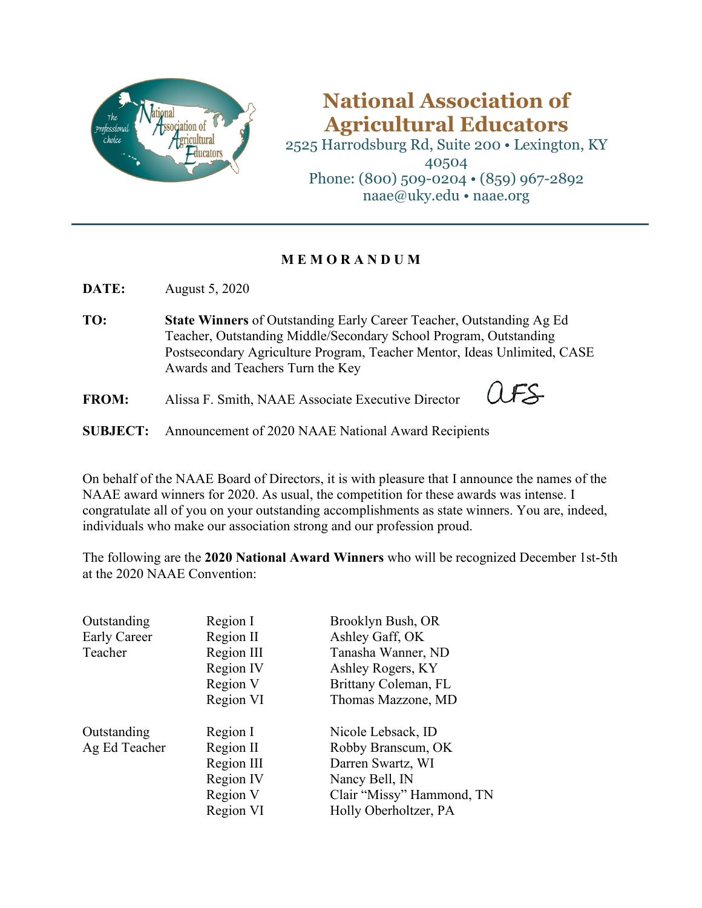# National Association of Agricultural Educators

2525 Harrodsburg Rd, Suite 200 • Lexington, KY 40504
Phone: (800) 509-0204 • (859) 967-2892
naae@uky.edu • naae.org

---

**M E M O R A N D U M**

**DATE:** August 5, 2020

**TO:** **State Winners** of Outstanding Early Career Teacher, Outstanding Ag Ed Teacher, Outstanding Middle/Secondary School Program, Outstanding Postsecondary Agriculture Program, Teacher Mentor, Ideas Unlimited, CASE Awards and Teachers Turn the Key

**FROM:** Alissa F. Smith, NAAE Associate Executive Director AFS

**SUBJECT:** Announcement of 2020 NAAE National Award Recipients

On behalf of the NAAE Board of Directors, it is with pleasure that I announce the names of the NAAE award winners for 2020. As usual, the competition for these awards was intense. I congratulate all of you on your outstanding accomplishments as state winners. You are, indeed, individuals who make our association strong and our profession proud.

The following are the **2020 National Award Winners** who will be recognized December 1st-5th at the 2020 NAAE Convention:

| Award | Region | Winner |
|---|---|---|
| Outstanding Early Career Teacher | Region I | Brooklyn Bush, OR |
| | Region II | Ashley Gaff, OK |
| | Region III | Tanasha Wanner, ND |
| | Region IV | Ashley Rogers, KY |
| | Region V | Brittany Coleman, FL |
| | Region VI | Thomas Mazzone, MD |
| Outstanding Ag Ed Teacher | Region I | Nicole Lebsack, ID |
| | Region II | Robby Branscum, OK |
| | Region III | Darren Swartz, WI |
| | Region IV | Nancy Bell, IN |
| | Region V | Clair "Missy" Hammond, TN |
| | Region VI | Holly Oberholtzer, PA |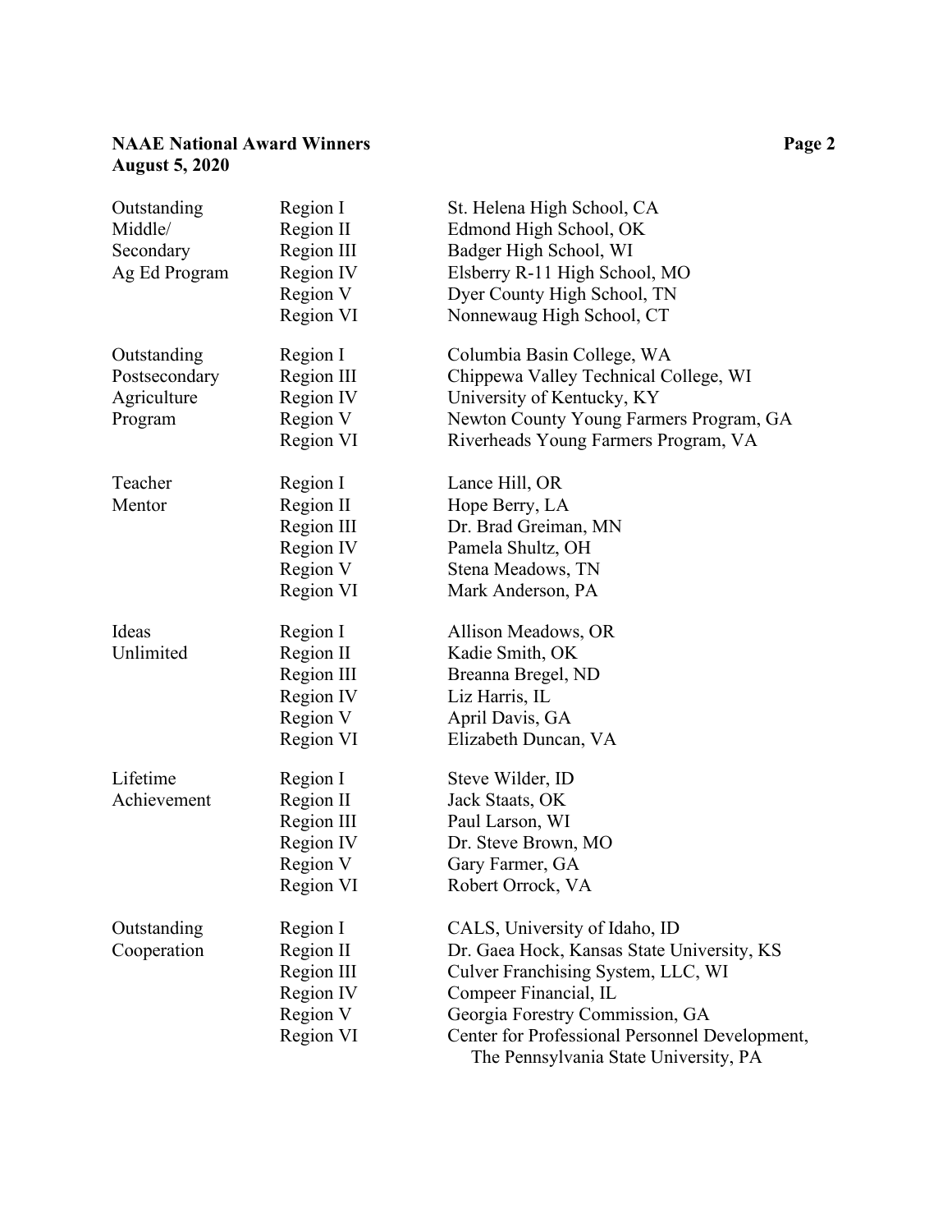| Award | Region | Winner |
| --- | --- | --- |
| Outstanding Middle/ Secondary Ag Ed Program | Region I | St. Helena High School, CA |
| | Region II | Edmond High School, OK |
| | Region III | Badger High School, WI |
| | Region IV | Elsberry R-11 High School, MO |
| | Region V | Dyer County High School, TN |
| | Region VI | Nonnewaug High School, CT |
| Outstanding Postsecondary Agriculture Program | Region I | Columbia Basin College, WA |
| | Region III | Chippewa Valley Technical College, WI |
| | Region IV | University of Kentucky, KY |
| | Region V | Newton County Young Farmers Program, GA |
| | Region VI | Riverheads Young Farmers Program, VA |
| Teacher Mentor | Region I | Lance Hill, OR |
| | Region II | Hope Berry, LA |
| | Region III | Dr. Brad Greiman, MN |
| | Region IV | Pamela Shultz, OH |
| | Region V | Stena Meadows, TN |
| | Region VI | Mark Anderson, PA |
| Ideas Unlimited | Region I | Allison Meadows, OR |
| | Region II | Kadie Smith, OK |
| | Region III | Breanna Bregel, ND |
| | Region IV | Liz Harris, IL |
| | Region V | April Davis, GA |
| | Region VI | Elizabeth Duncan, VA |
| Lifetime Achievement | Region I | Steve Wilder, ID |
| | Region II | Jack Staats, OK |
| | Region III | Paul Larson, WI |
| | Region IV | Dr. Steve Brown, MO |
| | Region V | Gary Farmer, GA |
| | Region VI | Robert Orrock, VA |
| Outstanding Cooperation | Region I | CALS, University of Idaho, ID |
| | Region II | Dr. Gaea Hock, Kansas State University, KS |
| | Region III | Culver Franchising System, LLC, WI |
| | Region IV | Compeer Financial, IL |
| | Region V | Georgia Forestry Commission, GA |
| | Region VI | Center for Professional Personnel Development, The Pennsylvania State University, PA |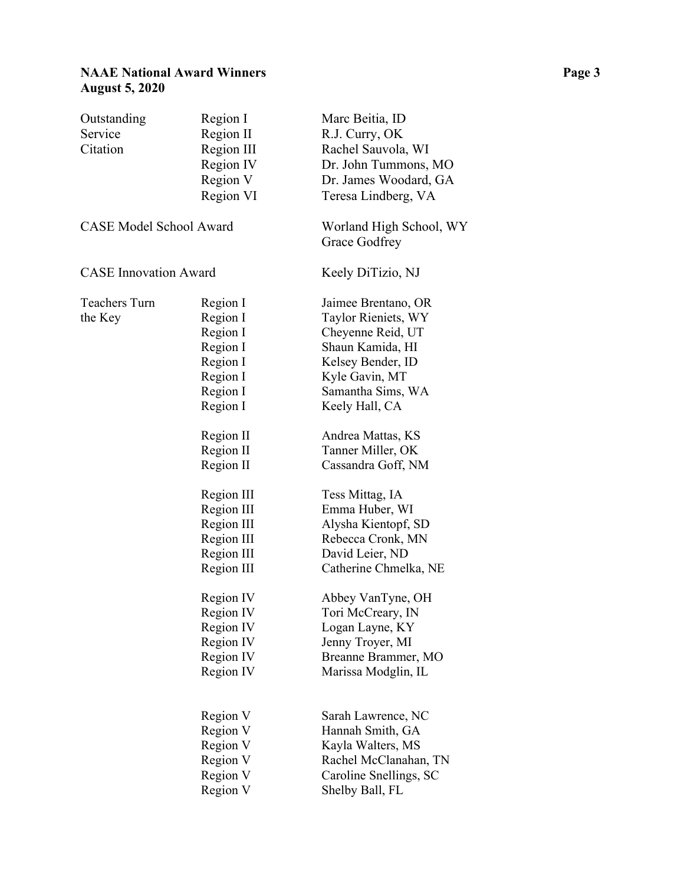| Award | Region | Winner |
| --- | --- | --- |
| Outstanding Service Citation | Region I | Marc Beitia, ID |
| | Region II | R.J. Curry, OK |
| | Region III | Rachel Sauvola, WI |
| | Region IV | Dr. John Tummons, MO |
| | Region V | Dr. James Woodard, GA |
| | Region VI | Teresa Lindberg, VA |
| CASE Model School Award | | Worland High School, WY<br>Grace Godfrey |
| CASE Innovation Award | | Keely DiTizio, NJ |
| Teachers Turn the Key | Region I | Jaimee Brentano, OR |
| | Region I | Taylor Rieniets, WY |
| | Region I | Cheyenne Reid, UT |
| | Region I | Shaun Kamida, HI |
| | Region I | Kelsey Bender, ID |
| | Region I | Kyle Gavin, MT |
| | Region I | Samantha Sims, WA |
| | Region I | Keely Hall, CA |
| | Region II | Andrea Mattas, KS |
| | Region II | Tanner Miller, OK |
| | Region II | Cassandra Goff, NM |
| | Region III | Tess Mittag, IA |
| | Region III | Emma Huber, WI |
| | Region III | Alysha Kientopf, SD |
| | Region III | Rebecca Cronk, MN |
| | Region III | David Leier, ND |
| | Region III | Catherine Chmelka, NE |
| | Region IV | Abbey VanTyne, OH |
| | Region IV | Tori McCreary, IN |
| | Region IV | Logan Layne, KY |
| | Region IV | Jenny Troyer, MI |
| | Region IV | Breanne Brammer, MO |
| | Region IV | Marissa Modglin, IL |
| | Region V | Sarah Lawrence, NC |
| | Region V | Hannah Smith, GA |
| | Region V | Kayla Walters, MS |
| | Region V | Rachel McClanahan, TN |
| | Region V | Caroline Snellings, SC |
| | Region V | Shelby Ball, FL |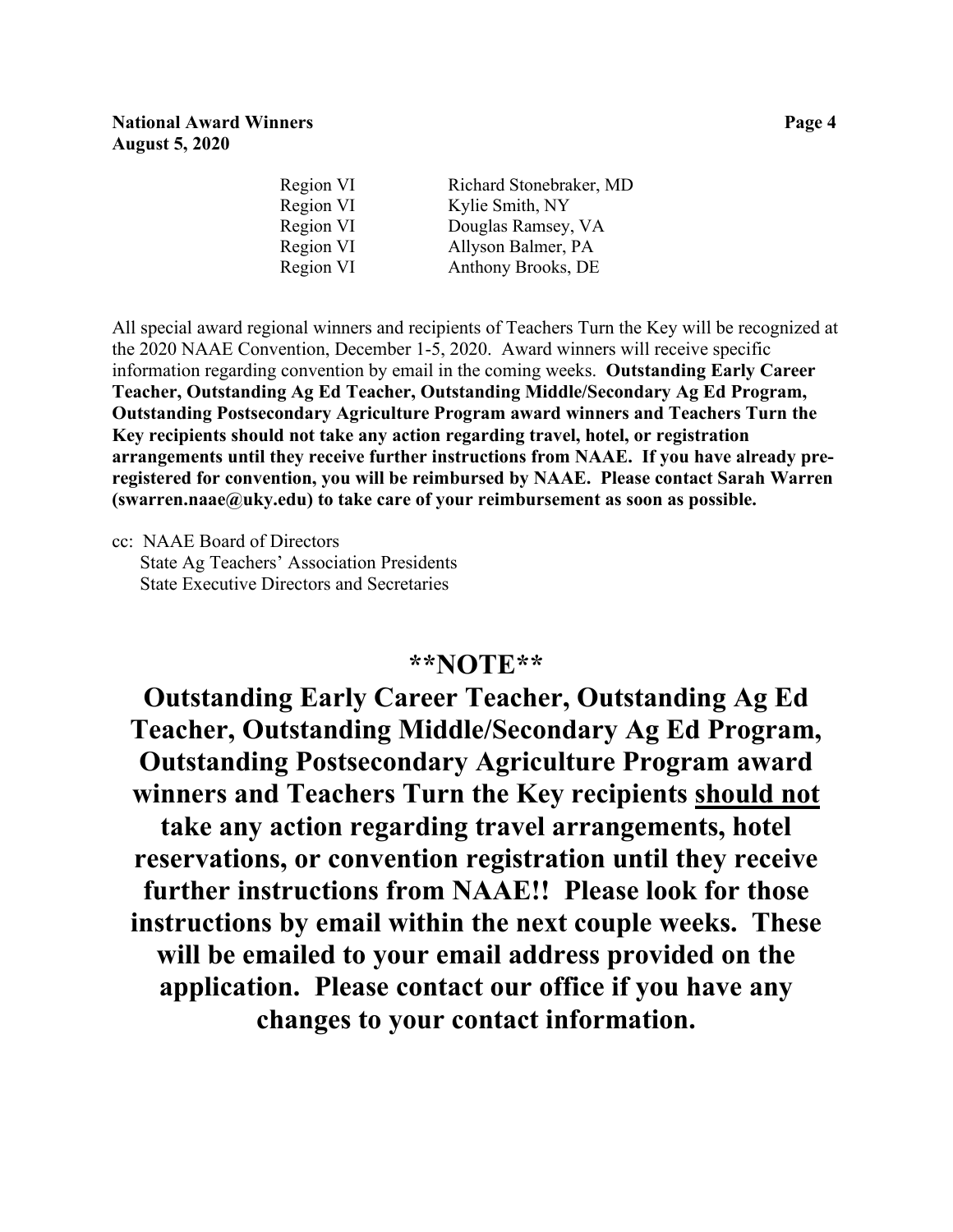| | |
|---|---|
| Region VI | Richard Stonebraker, MD |
| Region VI | Kylie Smith, NY |
| Region VI | Douglas Ramsey, VA |
| Region VI | Allyson Balmer, PA |
| Region VI | Anthony Brooks, DE |

All special award regional winners and recipients of Teachers Turn the Key will be recognized at the 2020 NAAE Convention, December 1-5, 2020. Award winners will receive specific information regarding convention by email in the coming weeks. **Outstanding Early Career Teacher, Outstanding Ag Ed Teacher, Outstanding Middle/Secondary Ag Ed Program, Outstanding Postsecondary Agriculture Program award winners and Teachers Turn the Key recipients should not take any action regarding travel, hotel, or registration arrangements until they receive further instructions from NAAE. If you have already pre-registered for convention, you will be reimbursed by NAAE. Please contact Sarah Warren (swarren.naae@uky.edu) to take care of your reimbursement as soon as possible.**

cc: NAAE Board of Directors
State Ag Teachers' Association Presidents
State Executive Directors and Secretaries

## **NOTE**

**Outstanding Early Career Teacher, Outstanding Ag Ed Teacher, Outstanding Middle/Secondary Ag Ed Program, Outstanding Postsecondary Agriculture Program award winners and Teachers Turn the Key recipients <u>should not</u> take any action regarding travel arrangements, hotel reservations, or convention registration until they receive further instructions from NAAE!! Please look for those instructions by email within the next couple weeks. These will be emailed to your email address provided on the application. Please contact our office if you have any changes to your contact information.**